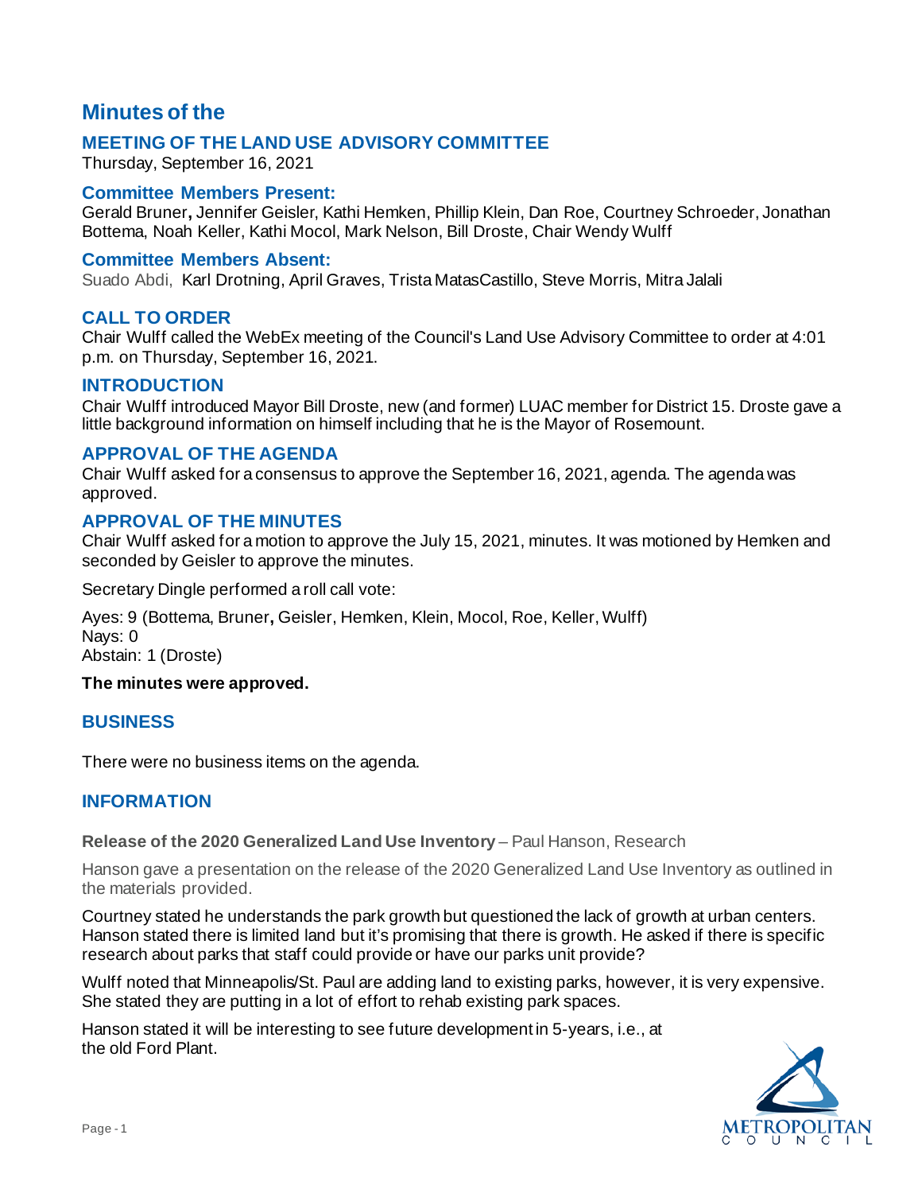# Minutes of the

## MEETING OF THE LAND USE ADVISORY COMMITTEE

Thursday, September 16, 2021

### Committee Members Present:

Gerald Bruner**,** Jennifer Geisler, Kathi Hemken, Phillip Klein, Dan Roe, Courtney Schroeder, Jonathan Bottema, Noah Keller, Kathi Mocol, Mark Nelson, Bill Droste, Chair Wendy Wulff

### Committee Members Absent:

Suado Abdi, Karl Drotning, April Graves, Trista MatasCastillo, Steve Morris, Mitra Jalali

### CALL TO ORDER

Chair Wulff called the WebEx meeting of the Council's Land Use Advisory Committee to order at 4:01 p.m. on Thursday, September 16, 2021.

### INTRODUCTION

Chair Wulff introduced Mayor Bill Droste, new (and former) LUAC member for District 15. Droste gave a little background information on himself including that he is the Mayor of Rosemount.

### APPROVAL OF THE AGENDA

Chair Wulff asked for a consensus to approve the September 16, 2021, agenda. The agenda was approved.

### APPROVAL OF THE MINUTES

Chair Wulff asked for a motion to approve the July 15, 2021, minutes. It was motioned by Hemken and seconded by Geisler to approve the minutes.

Secretary Dingle performed a roll call vote:

Ayes: 9 (Bottema, Bruner**,** Geisler, Hemken, Klein, Mocol, Roe, Keller, Wulff)
Nays: 0
Abstain: 1 (Droste)

**The minutes were approved.**

### BUSINESS

There were no business items on the agenda.

### INFORMATION

**Release of the 2020 Generalized Land Use Inventory** – Paul Hanson, Research

Hanson gave a presentation on the release of the 2020 Generalized Land Use Inventory as outlined in the materials provided.

Courtney stated he understands the park growth but questioned the lack of growth at urban centers. Hanson stated there is limited land but it's promising that there is growth. He asked if there is specific research about parks that staff could provide or have our parks unit provide?

Wulff noted that Minneapolis/St. Paul are adding land to existing parks, however, it is very expensive. She stated they are putting in a lot of effort to rehab existing park spaces.

Hanson stated it will be interesting to see future development in 5-years, i.e., at the old Ford Plant.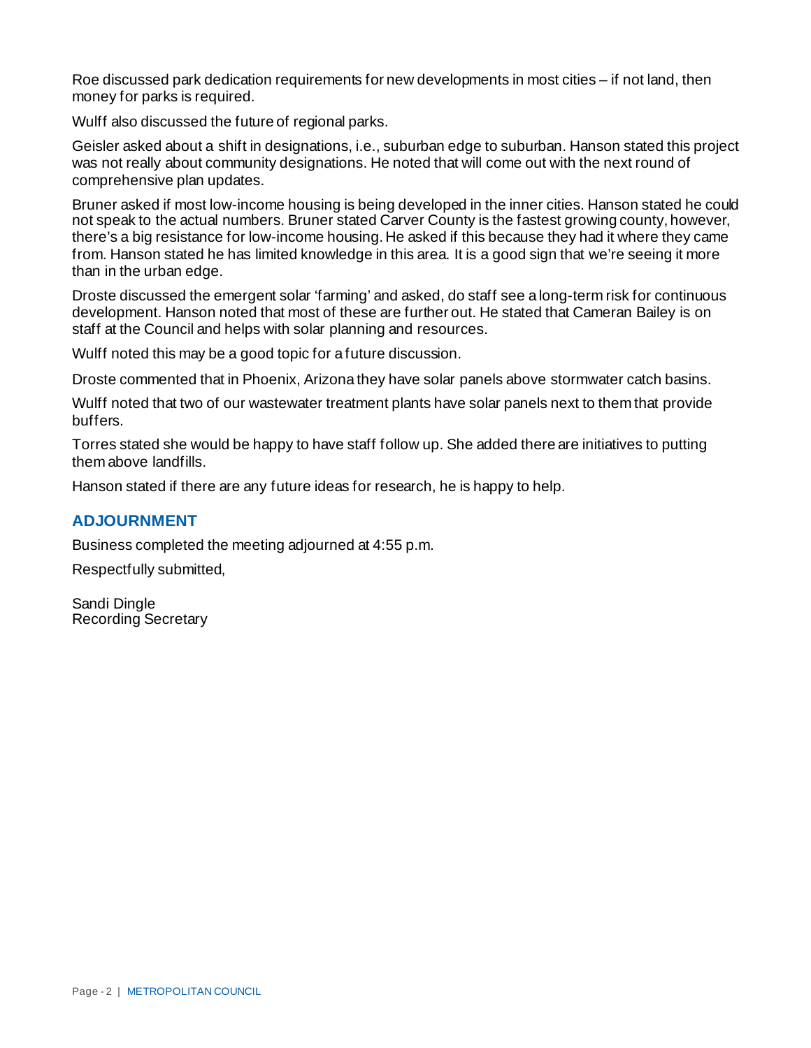Roe discussed park dedication requirements for new developments in most cities – if not land, then money for parks is required.

Wulff also discussed the future of regional parks.

Geisler asked about a shift in designations, i.e., suburban edge to suburban. Hanson stated this project was not really about community designations. He noted that will come out with the next round of comprehensive plan updates.

Bruner asked if most low-income housing is being developed in the inner cities. Hanson stated he could not speak to the actual numbers. Bruner stated Carver County is the fastest growing county, however, there's a big resistance for low-income housing. He asked if this because they had it where they came from. Hanson stated he has limited knowledge in this area. It is a good sign that we're seeing it more than in the urban edge.

Droste discussed the emergent solar 'farming' and asked, do staff see a long-term risk for continuous development. Hanson noted that most of these are further out. He stated that Cameran Bailey is on staff at the Council and helps with solar planning and resources.

Wulff noted this may be a good topic for a future discussion.

Droste commented that in Phoenix, Arizona they have solar panels above stormwater catch basins.

Wulff noted that two of our wastewater treatment plants have solar panels next to them that provide buffers.

Torres stated she would be happy to have staff follow up. She added there are initiatives to putting them above landfills.

Hanson stated if there are any future ideas for research, he is happy to help.

## ADJOURNMENT

Business completed the meeting adjourned at 4:55 p.m.

Respectfully submitted,

Sandi Dingle
Recording Secretary